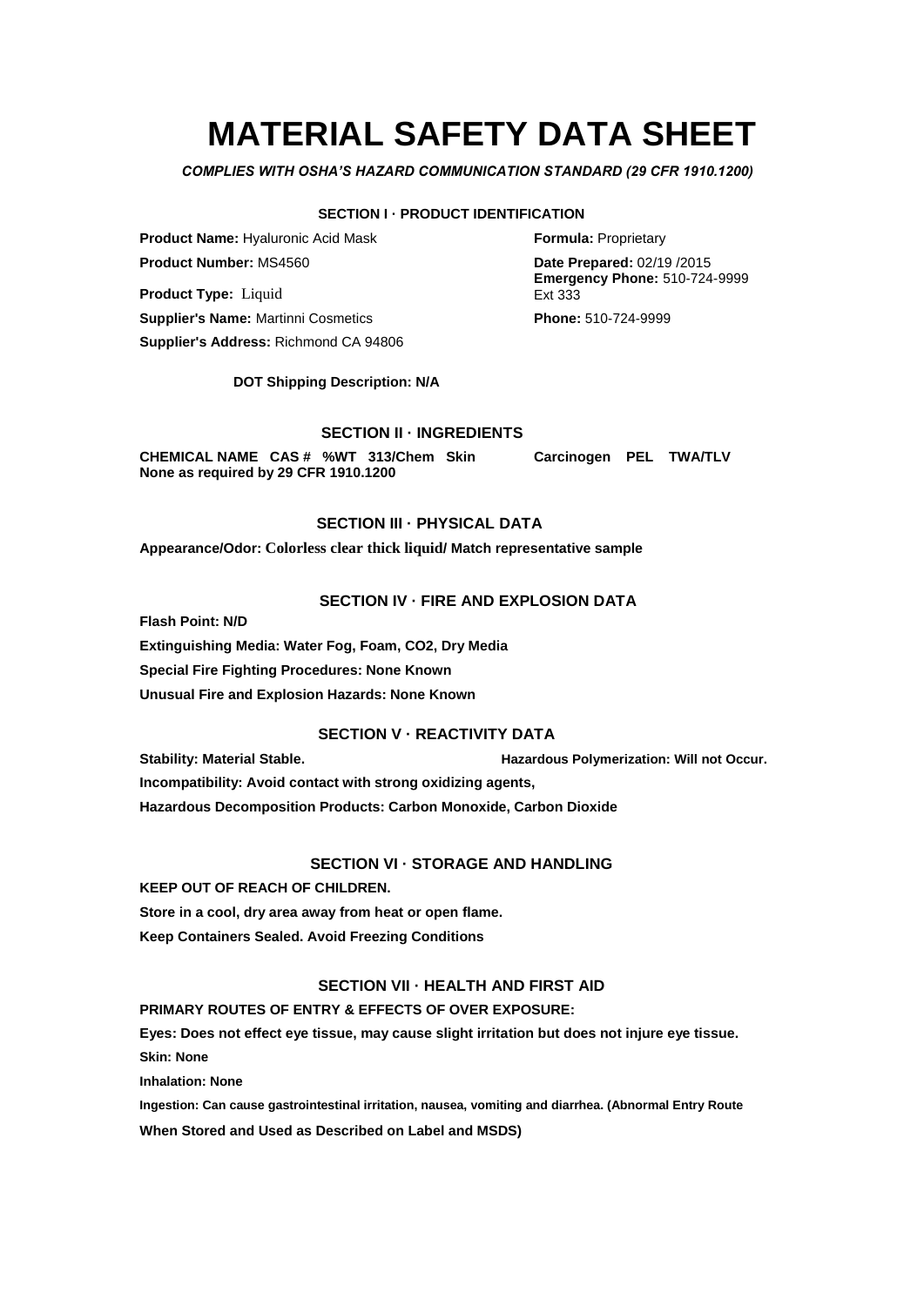# MATERIAL SAFETY DATA SHEET

***COMPLIES WITH OSHA'S HAZARD COMMUNICATION STANDARD (29 CFR 1910.1200)***

## SECTION I · PRODUCT IDENTIFICATION

**Product Name:** Hyaluronic Acid Mask

**Formula:** Proprietary

**Product Number:** MS4560

**Date Prepared:** 02/19 /2015

**Emergency Phone:** 510-724-9999 Ext 333

**Product Type:** Liquid

**Supplier's Name:** Martinni Cosmetics

**Phone:** 510-724-9999

**Supplier's Address:** Richmond CA 94806

**DOT Shipping Description: N/A**

## SECTION II · INGREDIENTS

| CHEMICAL NAME | CAS # | %WT | 313/Chem | Skin | Carcinogen | PEL | TWA/TLV |
|---|---|---|---|---|---|---|---|
| None as required by 29 CFR 1910.1200 | | | | | | | |

## SECTION III · PHYSICAL DATA

**Appearance/Odor: Colorless clear thick liquid/ Match representative sample**

## SECTION IV · FIRE AND EXPLOSION DATA

**Flash Point: N/D**

**Extinguishing Media: Water Fog, Foam, CO2, Dry Media**

**Special Fire Fighting Procedures: None Known**

**Unusual Fire and Explosion Hazards: None Known**

## SECTION V · REACTIVITY DATA

**Stability: Material Stable.**

**Hazardous Polymerization: Will not Occur.**

**Incompatibility: Avoid contact with strong oxidizing agents,**

**Hazardous Decomposition Products: Carbon Monoxide, Carbon Dioxide**

## SECTION VI · STORAGE AND HANDLING

**KEEP OUT OF REACH OF CHILDREN.**

**Store in a cool, dry area away from heat or open flame.**

**Keep Containers Sealed. Avoid Freezing Conditions**

## SECTION VII · HEALTH AND FIRST AID

**PRIMARY ROUTES OF ENTRY & EFFECTS OF OVER EXPOSURE:**

**Eyes: Does not effect eye tissue, may cause slight irritation but does not injure eye tissue.**

**Skin: None**

**Inhalation: None**

**Ingestion: Can cause gastrointestinal irritation, nausea, vomiting and diarrhea. (Abnormal Entry Route When Stored and Used as Described on Label and MSDS)**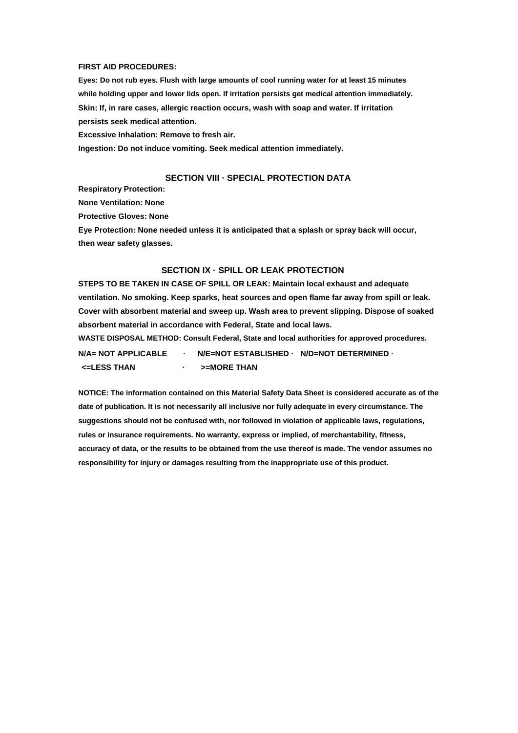**FIRST AID PROCEDURES:**

**Eyes: Do not rub eyes. Flush with large amounts of cool running water for at least 15 minutes while holding upper and lower lids open. If irritation persists get medical attention immediately.**

**Skin: If, in rare cases, allergic reaction occurs, wash with soap and water. If irritation persists seek medical attention.**

**Excessive Inhalation: Remove to fresh air.**

**Ingestion: Do not induce vomiting. Seek medical attention immediately.**

## SECTION VIII · SPECIAL PROTECTION DATA

**Respiratory Protection:**

**None Ventilation: None**

**Protective Gloves: None**

**Eye Protection: None needed unless it is anticipated that a splash or spray back will occur, then wear safety glasses.**

## SECTION IX · SPILL OR LEAK PROTECTION

**STEPS TO BE TAKEN IN CASE OF SPILL OR LEAK: Maintain local exhaust and adequate ventilation. No smoking. Keep sparks, heat sources and open flame far away from spill or leak. Cover with absorbent material and sweep up. Wash area to prevent slipping. Dispose of soaked absorbent material in accordance with Federal, State and local laws.**

**WASTE DISPOSAL METHOD: Consult Federal, State and local authorities for approved procedures.**

**N/A= NOT APPLICABLE · N/E=NOT ESTABLISHED · N/D=NOT DETERMINED ·**
**<=LESS THAN · >=MORE THAN**

**NOTICE: The information contained on this Material Safety Data Sheet is considered accurate as of the date of publication. It is not necessarily all inclusive nor fully adequate in every circumstance. The suggestions should not be confused with, nor followed in violation of applicable laws, regulations, rules or insurance requirements. No warranty, express or implied, of merchantability, fitness, accuracy of data, or the results to be obtained from the use thereof is made. The vendor assumes no responsibility for injury or damages resulting from the inappropriate use of this product.**